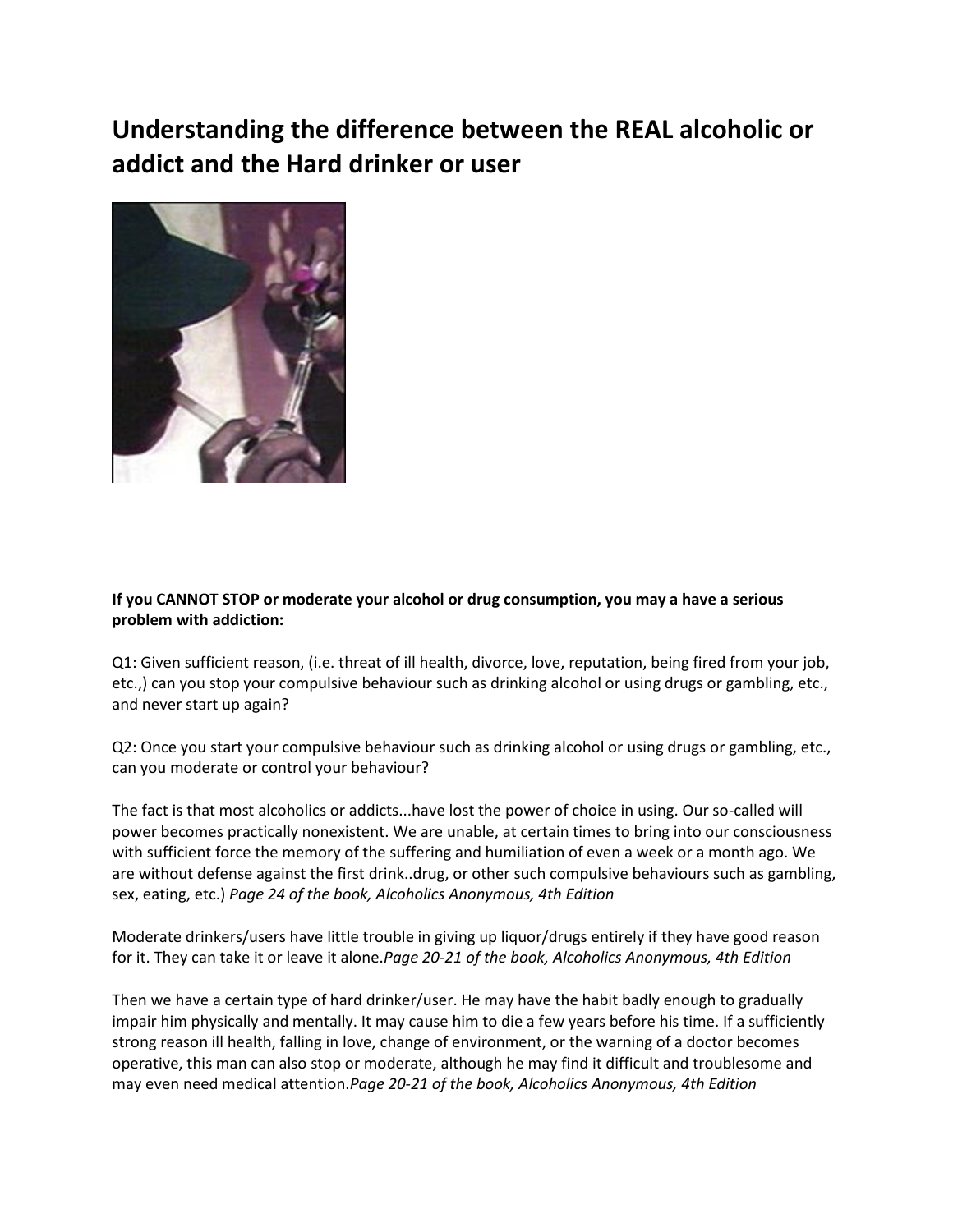# Understanding the difference between the REAL alcoholic or addict and the Hard drinker or user

**If you CANNOT STOP or moderate your alcohol or drug consumption, you may a have a serious problem with addiction:**

Q1: Given sufficient reason, (i.e. threat of ill health, divorce, love, reputation, being fired from your job, etc.,) can you stop your compulsive behaviour such as drinking alcohol or using drugs or gambling, etc., and never start up again?

Q2: Once you start your compulsive behaviour such as drinking alcohol or using drugs or gambling, etc., can you moderate or control your behaviour?

The fact is that most alcoholics or addicts...have lost the power of choice in using. Our so-called will power becomes practically nonexistent. We are unable, at certain times to bring into our consciousness with sufficient force the memory of the suffering and humiliation of even a week or a month ago. We are without defense against the first drink..drug, or other such compulsive behaviours such as gambling, sex, eating, etc.) *Page 24 of the book, Alcoholics Anonymous, 4th Edition*

Moderate drinkers/users have little trouble in giving up liquor/drugs entirely if they have good reason for it. They can take it or leave it alone.*Page 20-21 of the book, Alcoholics Anonymous, 4th Edition*

Then we have a certain type of hard drinker/user. He may have the habit badly enough to gradually impair him physically and mentally. It may cause him to die a few years before his time. If a sufficiently strong reason ill health, falling in love, change of environment, or the warning of a doctor becomes operative, this man can also stop or moderate, although he may find it difficult and troublesome and may even need medical attention.*Page 20-21 of the book, Alcoholics Anonymous, 4th Edition*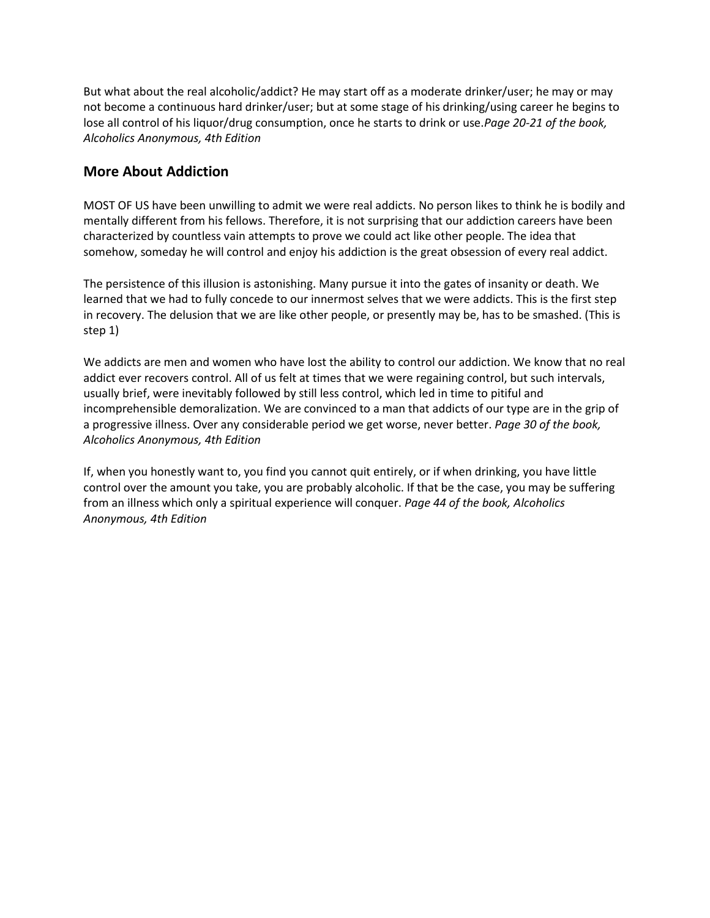But what about the real alcoholic/addict? He may start off as a moderate drinker/user; he may or may not become a continuous hard drinker/user; but at some stage of his drinking/using career he begins to lose all control of his liquor/drug consumption, once he starts to drink or use.*Page 20-21 of the book, Alcoholics Anonymous, 4th Edition*

## More About Addiction

MOST OF US have been unwilling to admit we were real addicts. No person likes to think he is bodily and mentally different from his fellows. Therefore, it is not surprising that our addiction careers have been characterized by countless vain attempts to prove we could act like other people. The idea that somehow, someday he will control and enjoy his addiction is the great obsession of every real addict.

The persistence of this illusion is astonishing. Many pursue it into the gates of insanity or death. We learned that we had to fully concede to our innermost selves that we were addicts. This is the first step in recovery. The delusion that we are like other people, or presently may be, has to be smashed. (This is step 1)

We addicts are men and women who have lost the ability to control our addiction. We know that no real addict ever recovers control. All of us felt at times that we were regaining control, but such intervals, usually brief, were inevitably followed by still less control, which led in time to pitiful and incomprehensible demoralization. We are convinced to a man that addicts of our type are in the grip of a progressive illness. Over any considerable period we get worse, never better. *Page 30 of the book, Alcoholics Anonymous, 4th Edition*

If, when you honestly want to, you find you cannot quit entirely, or if when drinking, you have little control over the amount you take, you are probably alcoholic. If that be the case, you may be suffering from an illness which only a spiritual experience will conquer. *Page 44 of the book, Alcoholics Anonymous, 4th Edition*